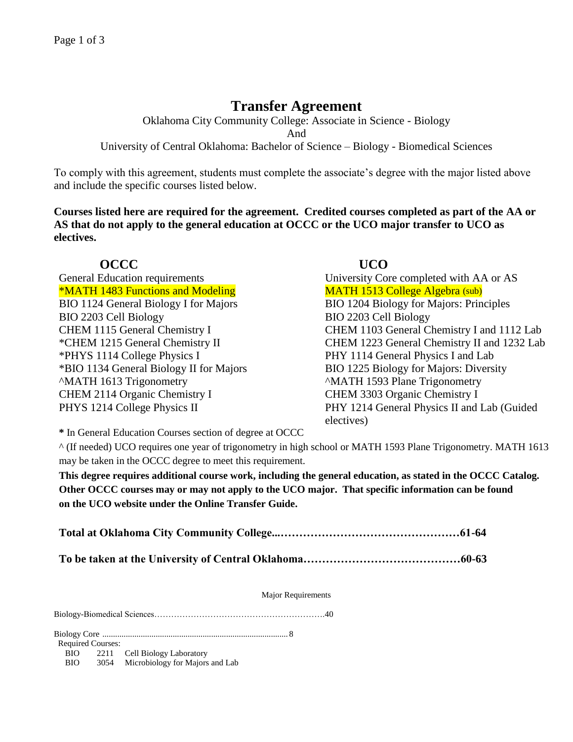# Transfer Agreement

Oklahoma City Community College: Associate in Science - Biology
And
University of Central Oklahoma: Bachelor of Science – Biology - Biomedical Sciences

To comply with this agreement, students must complete the associate's degree with the major listed above and include the specific courses listed below.

**Courses listed here are required for the agreement. Credited courses completed as part of the AA or AS that do not apply to the general education at OCCC or the UCO major transfer to UCO as electives.**

| OCCC | UCO |
|---|---|
| General Education requirements | University Core completed with AA or AS |
| *MATH 1483 Functions and Modeling | MATH 1513 College Algebra (sub) |
| BIO 1124 General Biology I for Majors | BIO 1204 Biology for Majors: Principles |
| BIO 2203 Cell Biology | BIO 2203 Cell Biology |
| CHEM 1115 General Chemistry I | CHEM 1103 General Chemistry I and 1112 Lab |
| *CHEM 1215 General Chemistry II | CHEM 1223 General Chemistry II and 1232 Lab |
| *PHYS 1114 College Physics I | PHY 1114 General Physics I and Lab |
| *BIO 1134 General Biology II for Majors | BIO 1225 Biology for Majors: Diversity |
| ^MATH 1613 Trigonometry | ^MATH 1593 Plane Trigonometry |
| CHEM 2114 Organic Chemistry I | CHEM 3303 Organic Chemistry I |
| PHYS 1214 College Physics II | PHY 1214 General Physics II and Lab (Guided electives) |

**\*** In General Education Courses section of degree at OCCC

^ (If needed) UCO requires one year of trigonometry in high school or MATH 1593 Plane Trigonometry. MATH 1613 may be taken in the OCCC degree to meet this requirement.

**This degree requires additional course work, including the general education, as stated in the OCCC Catalog. Other OCCC courses may or may not apply to the UCO major. That specific information can be found on the UCO website under the Online Transfer Guide.**

**Total at Oklahoma City Community College....………………………………………61-64**

**To be taken at the University of Central Oklahoma……………………………………60-63**

Major Requirements

Biology-Biomedical Sciences……………………………………………………40

Biology Core ............................................................................................ 8

Required Courses:

| | | |
|---|---|---|
| BIO | 2211 | Cell Biology Laboratory |
| BIO | 3054 | Microbiology for Majors and Lab |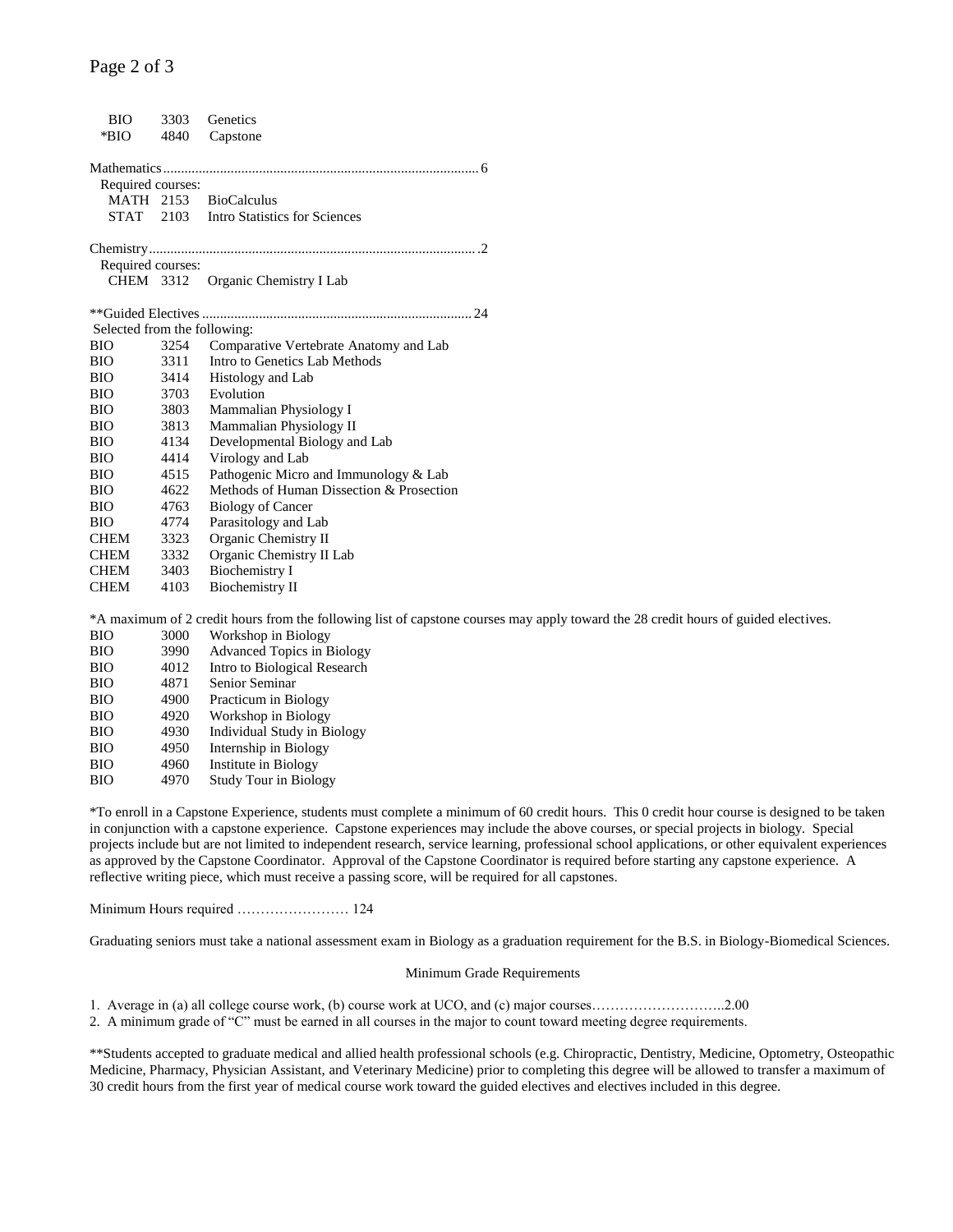BIO 3303 Genetics
*BIO 4840 Capstone

Mathematics........................................................................................6

Required courses:

MATH 2153 BioCalculus
STAT 2103 Intro Statistics for Sciences

Chemistry...........................................................................................2

Required courses:

CHEM 3312 Organic Chemistry I Lab

**Guided Electives ...........................................................................24

Selected from the following:

| | | |
|---|---|---|
| BIO | 3254 | Comparative Vertebrate Anatomy and Lab |
| BIO | 3311 | Intro to Genetics Lab Methods |
| BIO | 3414 | Histology and Lab |
| BIO | 3703 | Evolution |
| BIO | 3803 | Mammalian Physiology I |
| BIO | 3813 | Mammalian Physiology II |
| BIO | 4134 | Developmental Biology and Lab |
| BIO | 4414 | Virology and Lab |
| BIO | 4515 | Pathogenic Micro and Immunology & Lab |
| BIO | 4622 | Methods of Human Dissection & Prosection |
| BIO | 4763 | Biology of Cancer |
| BIO | 4774 | Parasitology and Lab |
| CHEM | 3323 | Organic Chemistry II |
| CHEM | 3332 | Organic Chemistry II Lab |
| CHEM | 3403 | Biochemistry I |
| CHEM | 4103 | Biochemistry II |

*A maximum of 2 credit hours from the following list of capstone courses may apply toward the 28 credit hours of guided electives.

| | | |
|---|---|---|
| BIO | 3000 | Workshop in Biology |
| BIO | 3990 | Advanced Topics in Biology |
| BIO | 4012 | Intro to Biological Research |
| BIO | 4871 | Senior Seminar |
| BIO | 4900 | Practicum in Biology |
| BIO | 4920 | Workshop in Biology |
| BIO | 4930 | Individual Study in Biology |
| BIO | 4950 | Internship in Biology |
| BIO | 4960 | Institute in Biology |
| BIO | 4970 | Study Tour in Biology |

*To enroll in a Capstone Experience, students must complete a minimum of 60 credit hours. This 0 credit hour course is designed to be taken in conjunction with a capstone experience. Capstone experiences may include the above courses, or special projects in biology. Special projects include but are not limited to independent research, service learning, professional school applications, or other equivalent experiences as approved by the Capstone Coordinator. Approval of the Capstone Coordinator is required before starting any capstone experience. A reflective writing piece, which must receive a passing score, will be required for all capstones.

Minimum Hours required …………………… 124

Graduating seniors must take a national assessment exam in Biology as a graduation requirement for the B.S. in Biology-Biomedical Sciences.

## Minimum Grade Requirements

1. Average in (a) all college course work, (b) course work at UCO, and (c) major courses………………………..2.00
2. A minimum grade of "C" must be earned in all courses in the major to count toward meeting degree requirements.

**Students accepted to graduate medical and allied health professional schools (e.g. Chiropractic, Dentistry, Medicine, Optometry, Osteopathic Medicine, Pharmacy, Physician Assistant, and Veterinary Medicine) prior to completing this degree will be allowed to transfer a maximum of 30 credit hours from the first year of medical course work toward the guided electives and electives included in this degree.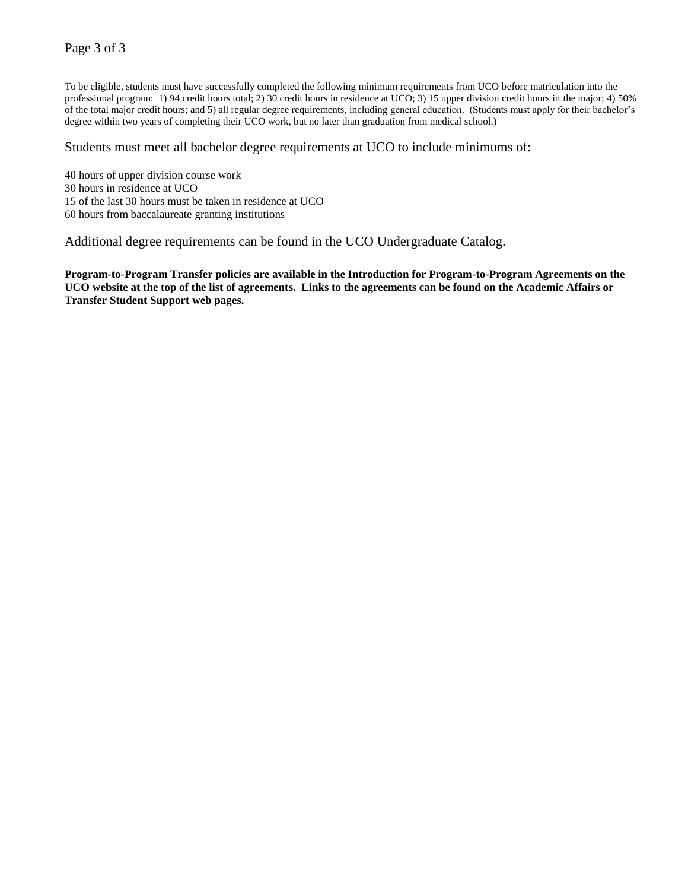To be eligible, students must have successfully completed the following minimum requirements from UCO before matriculation into the professional program: 1) 94 credit hours total; 2) 30 credit hours in residence at UCO; 3) 15 upper division credit hours in the major; 4) 50% of the total major credit hours; and 5) all regular degree requirements, including general education. (Students must apply for their bachelor's degree within two years of completing their UCO work, but no later than graduation from medical school.)

Students must meet all bachelor degree requirements at UCO to include minimums of:

40 hours of upper division course work
30 hours in residence at UCO
15 of the last 30 hours must be taken in residence at UCO
60 hours from baccalaureate granting institutions

Additional degree requirements can be found in the UCO Undergraduate Catalog.

**Program-to-Program Transfer policies are available in the Introduction for Program-to-Program Agreements on the UCO website at the top of the list of agreements. Links to the agreements can be found on the Academic Affairs or Transfer Student Support web pages.**